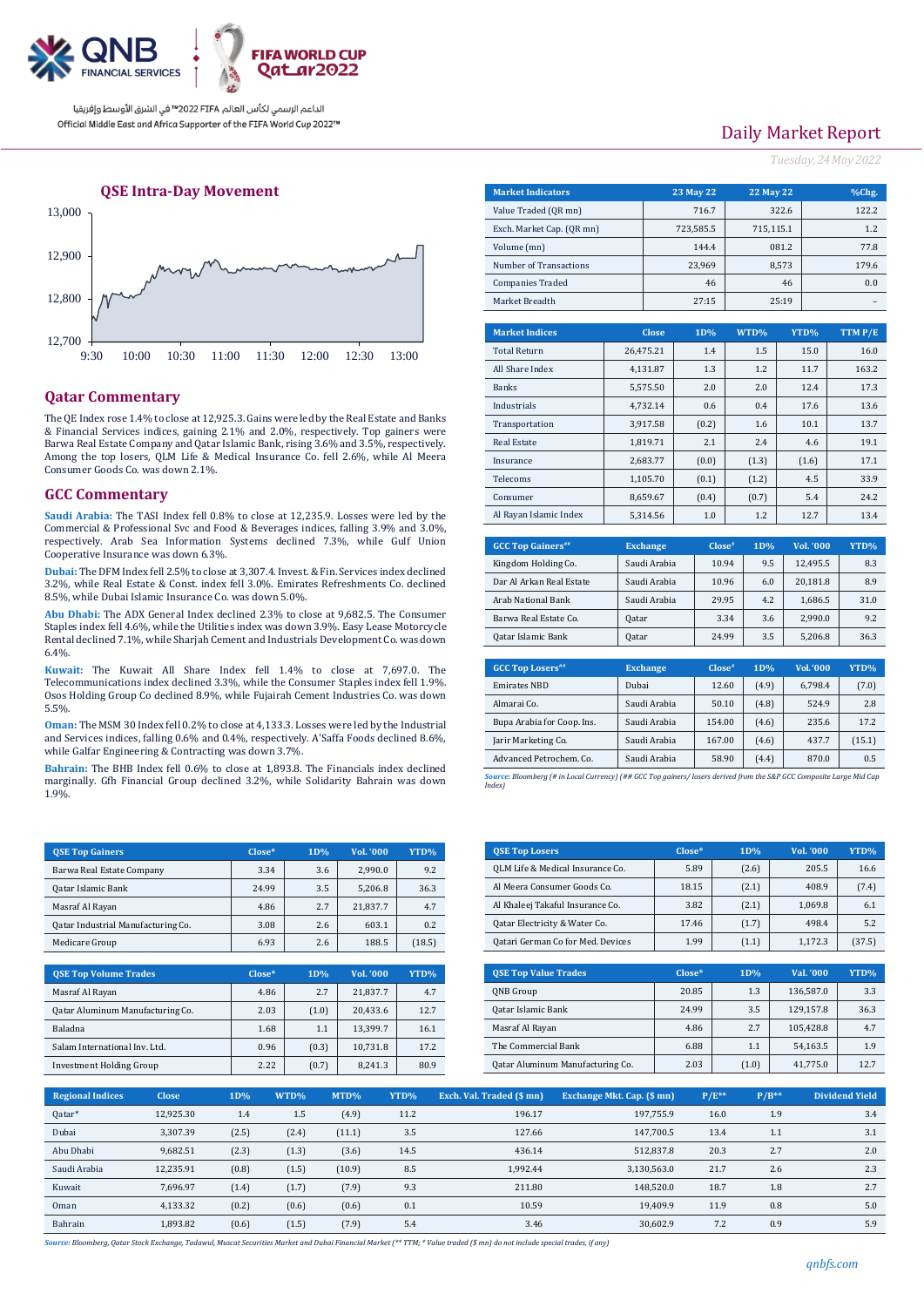Official Middle East and Africa Supporter of the FIFA World Cup 2022™

الداعم الرسمي لكأس العالم FIFA 2022™ في الشرق الأوسط وإفريقيا

# Daily Market Report

*Tuesday, 24 May 2022*

## QSE Intra-Day Movement

## Qatar Commentary

The QE Index rose 1.4% to close at 12,925.3. Gains were led by the Real Estate and Banks & Financial Services indices, gaining 2.1% and 2.0%, respectively. Top gainers were Barwa Real Estate Company and Qatar Islamic Bank, rising 3.6% and 3.5%, respectively. Among the top losers, QLM Life & Medical Insurance Co. fell 2.6%, while Al Meera Consumer Goods Co. was down 2.1%.

## GCC Commentary

**Saudi Arabia:** The TASI Index fell 0.8% to close at 12,235.9. Losses were led by the Commercial & Professional Svc and Food & Beverages indices, falling 3.9% and 3.0%, respectively. Arab Sea Information Systems declined 7.3%, while Gulf Union Cooperative Insurance was down 6.3%.

**Dubai:** The DFM Index fell 2.5% to close at 3,307.4. Invest. & Fin. Services index declined 3.2%, while Real Estate & Const. index fell 3.0%. Emirates Refreshments Co. declined 8.5%, while Dubai Islamic Insurance Co. was down 5.0%.

**Abu Dhabi:** The ADX General Index declined 2.3% to close at 9,682.5. The Consumer Staples index fell 4.6%, while the Utilities index was down 3.9%. Easy Lease Motorcycle Rental declined 7.1%, while Sharjah Cement and Industrials Development Co. was down 6.4%.

**Kuwait:** The Kuwait All Share Index fell 1.4% to close at 7,697.0. The Telecommunications index declined 3.3%, while the Consumer Staples index fell 1.9%. Osos Holding Group Co declined 8.9%, while Fujairah Cement Industries Co. was down 5.5%.

**Oman:** The MSM 30 Index fell 0.2% to close at 4,133.3. Losses were led by the Industrial and Services indices, falling 0.6% and 0.4%, respectively. A'Saffa Foods declined 8.6%, while Galfar Engineering & Contracting was down 3.7%.

**Bahrain:** The BHB Index fell 0.6% to close at 1,893.8. The Financials index declined marginally. Gfh Financial Group declined 3.2%, while Solidarity Bahrain was down 1.9%.

| Market Indicators | 23 May 22 | 22 May 22 | %Chg. |
|---|---|---|---|
| Value Traded (QR mn) | 716.7 | 322.6 | 122.2 |
| Exch. Market Cap. (QR mn) | 723,585.5 | 715,115.1 | 1.2 |
| Volume (mn) | 144.4 | 081.2 | 77.8 |
| Number of Transactions | 23,969 | 8,573 | 179.6 |
| Companies Traded | 46 | 46 | 0.0 |
| Market Breadth | 27:15 | 25:19 | – |

| Market Indices | Close | 1D% | WTD% | YTD% | TTM P/E |
|---|---|---|---|---|---|
| Total Return | 26,475.21 | 1.4 | 1.5 | 15.0 | 16.0 |
| All Share Index | 4,131.87 | 1.3 | 1.2 | 11.7 | 163.2 |
| Banks | 5,575.50 | 2.0 | 2.0 | 12.4 | 17.3 |
| Industrials | 4,732.14 | 0.6 | 0.4 | 17.6 | 13.6 |
| Transportation | 3,917.58 | (0.2) | 1.6 | 10.1 | 13.7 |
| Real Estate | 1,819.71 | 2.1 | 2.4 | 4.6 | 19.1 |
| Insurance | 2,683.77 | (0.0) | (1.3) | (1.6) | 17.1 |
| Telecoms | 1,105.70 | (0.1) | (1.2) | 4.5 | 33.9 |
| Consumer | 8,659.67 | (0.4) | (0.7) | 5.4 | 24.2 |
| Al Rayan Islamic Index | 5,314.56 | 1.0 | 1.2 | 12.7 | 13.4 |

| GCC Top Gainers## | Exchange | Close# | 1D% | Vol. '000 | YTD% |
|---|---|---|---|---|---|
| Kingdom Holding Co. | Saudi Arabia | 10.94 | 9.5 | 12,495.5 | 8.3 |
| Dar Al Arkan Real Estate | Saudi Arabia | 10.96 | 6.0 | 20,181.8 | 8.9 |
| Arab National Bank | Saudi Arabia | 29.95 | 4.2 | 1,686.5 | 31.0 |
| Barwa Real Estate Co. | Qatar | 3.34 | 3.6 | 2,990.0 | 9.2 |
| Qatar Islamic Bank | Qatar | 24.99 | 3.5 | 5,206.8 | 36.3 |

| GCC Top Losers## | Exchange | Close# | 1D% | Vol. '000 | YTD% |
|---|---|---|---|---|---|
| Emirates NBD | Dubai | 12.60 | (4.9) | 6,798.4 | (7.0) |
| Almarai Co. | Saudi Arabia | 50.10 | (4.8) | 524.9 | 2.8 |
| Bupa Arabia for Coop. Ins. | Saudi Arabia | 154.00 | (4.6) | 235.6 | 17.2 |
| Jarir Marketing Co. | Saudi Arabia | 167.00 | (4.6) | 437.7 | (15.1) |
| Advanced Petrochem. Co. | Saudi Arabia | 58.90 | (4.4) | 870.0 | 0.5 |

*Source: Bloomberg (# in Local Currency) (## GCC Top gainers/ losers derived from the S&P GCC Composite Large Mid Cap Index)*

| QSE Top Gainers | Close* | 1D% | Vol. '000 | YTD% |
|---|---|---|---|---|
| Barwa Real Estate Company | 3.34 | 3.6 | 2,990.0 | 9.2 |
| Qatar Islamic Bank | 24.99 | 3.5 | 5,206.8 | 36.3 |
| Masraf Al Rayan | 4.86 | 2.7 | 21,837.7 | 4.7 |
| Qatar Industrial Manufacturing Co. | 3.08 | 2.6 | 603.1 | 0.2 |
| Medicare Group | 6.93 | 2.6 | 188.5 | (18.5) |

| QSE Top Losers | Close* | 1D% | Vol. '000 | YTD% |
|---|---|---|---|---|
| QLM Life & Medical Insurance Co. | 5.89 | (2.6) | 205.5 | 16.6 |
| Al Meera Consumer Goods Co. | 18.15 | (2.1) | 408.9 | (7.4) |
| Al Khaleej Takaful Insurance Co. | 3.82 | (2.1) | 1,069.8 | 6.1 |
| Qatar Electricity & Water Co. | 17.46 | (1.7) | 498.4 | 5.2 |
| Qatari German Co for Med. Devices | 1.99 | (1.1) | 1,172.3 | (37.5) |

| QSE Top Volume Trades | Close* | 1D% | Vol. '000 | YTD% |
|---|---|---|---|---|
| Masraf Al Rayan | 4.86 | 2.7 | 21,837.7 | 4.7 |
| Qatar Aluminum Manufacturing Co. | 2.03 | (1.0) | 20,433.6 | 12.7 |
| Baladna | 1.68 | 1.1 | 13,399.7 | 16.1 |
| Salam International Inv. Ltd. | 0.96 | (0.3) | 10,731.8 | 17.2 |
| Investment Holding Group | 2.22 | (0.7) | 8,241.3 | 80.9 |

| QSE Top Value Trades | Close* | 1D% | Val. '000 | YTD% |
|---|---|---|---|---|
| QNB Group | 20.85 | 1.3 | 136,587.0 | 3.3 |
| Qatar Islamic Bank | 24.99 | 3.5 | 129,157.8 | 36.3 |
| Masraf Al Rayan | 4.86 | 2.7 | 105,428.8 | 4.7 |
| The Commercial Bank | 6.88 | 1.1 | 54,163.5 | 1.9 |
| Qatar Aluminum Manufacturing Co. | 2.03 | (1.0) | 41,775.0 | 12.7 |

| Regional Indices | Close | 1D% | WTD% | MTD% | YTD% | Exch. Val. Traded ($ mn) | Exchange Mkt. Cap. ($ mn) | P/E** | P/B** | Dividend Yield |
|---|---|---|---|---|---|---|---|---|---|---|
| Qatar* | 12,925.30 | 1.4 | 1.5 | (4.9) | 11.2 | 196.17 | 197,755.9 | 16.0 | 1.9 | 3.4 |
| Dubai | 3,307.39 | (2.5) | (2.4) | (11.1) | 3.5 | 127.66 | 147,700.5 | 13.4 | 1.1 | 3.1 |
| Abu Dhabi | 9,682.51 | (2.3) | (1.3) | (3.6) | 14.5 | 436.14 | 512,837.8 | 20.3 | 2.7 | 2.0 |
| Saudi Arabia | 12,235.91 | (0.8) | (1.5) | (10.9) | 8.5 | 1,992.44 | 3,130,563.0 | 21.7 | 2.6 | 2.3 |
| Kuwait | 7,696.97 | (1.4) | (1.7) | (7.9) | 9.3 | 211.80 | 148,520.0 | 18.7 | 1.8 | 2.7 |
| Oman | 4,133.32 | (0.2) | (0.6) | (0.6) | 0.1 | 10.59 | 19,409.9 | 11.9 | 0.8 | 5.0 |
| Bahrain | 1,893.82 | (0.6) | (1.5) | (7.9) | 5.4 | 3.46 | 30,602.9 | 7.2 | 0.9 | 5.9 |

*Source: Bloomberg, Qatar Stock Exchange, Tadawul, Muscat Securities Market and Dubai Financial Market (** TTM; * Value traded ($ mn) do not include special trades, if any)*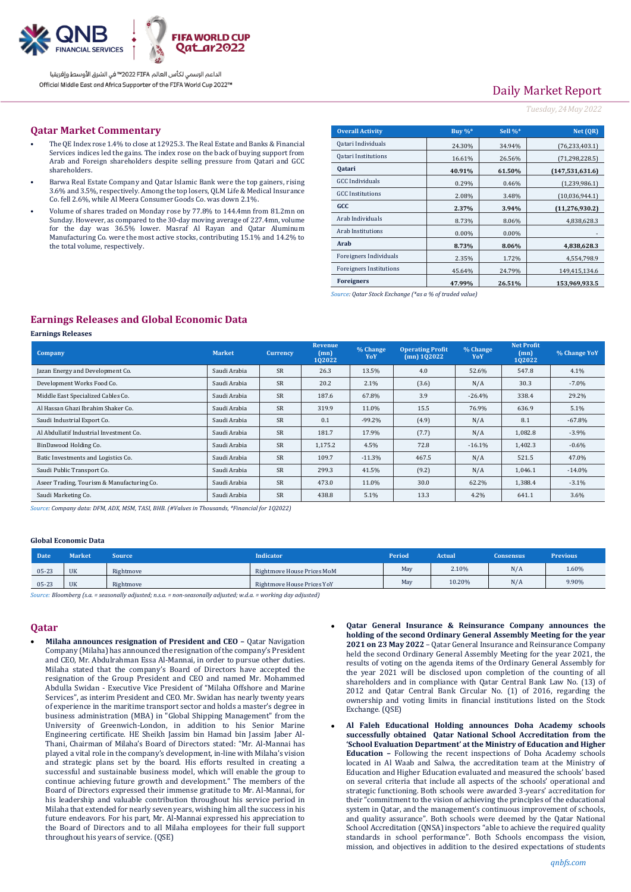## Qatar Market Commentary

- The QE Index rose 1.4% to close at 12925.3. The Real Estate and Banks & Financial Services indices led the gains. The index rose on the back of buying support from Arab and Foreign shareholders despite selling pressure from Qatari and GCC shareholders.
- Barwa Real Estate Company and Qatar Islamic Bank were the top gainers, rising 3.6% and 3.5%, respectively. Among the top losers, QLM Life & Medical Insurance Co. fell 2.6%, while Al Meera Consumer Goods Co. was down 2.1%.
- Volume of shares traded on Monday rose by 77.8% to 144.4mn from 81.2mn on Sunday. However, as compared to the 30-day moving average of 227.4mn, volume for the day was 36.5% lower. Masraf Al Rayan and Qatar Aluminum Manufacturing Co. were the most active stocks, contributing 15.1% and 14.2% to the total volume, respectively.

| Overall Activity | Buy %* | Sell %* | Net (QR) |
|---|---|---|---|
| Qatari Individuals | 24.30% | 34.94% | (76,233,403.1) |
| Qatari Institutions | 16.61% | 26.56% | (71,298,228.5) |
| **Qatari** | **40.91%** | **61.50%** | **(147,531,631.6)** |
| GCC Individuals | 0.29% | 0.46% | (1,239,986.1) |
| GCC Institutions | 2.08% | 3.48% | (10,036,944.1) |
| **GCC** | **2.37%** | **3.94%** | **(11,276,930.2)** |
| Arab Individuals | 8.73% | 8.06% | 4,838,628.3 |
| Arab Institutions | 0.00% | 0.00% | - |
| **Arab** | **8.73%** | **8.06%** | **4,838,628.3** |
| Foreigners Individuals | 2.35% | 1.72% | 4,554,798.9 |
| Foreigners Institutions | 45.64% | 24.79% | 149,415,134.6 |
| **Foreigners** | **47.99%** | **26.51%** | **153,969,933.5** |

*Source: Qatar Stock Exchange (\*as a % of traded value)*

## Earnings Releases and Global Economic Data

### Earnings Releases

| Company | Market | Currency | Revenue (mn) 1Q2022 | % Change YoY | Operating Profit (mn) 1Q2022 | % Change YoY | Net Profit (mn) 1Q2022 | % Change YoY |
|---|---|---|---|---|---|---|---|---|
| Jazan Energy and Development Co. | Saudi Arabia | SR | 26.3 | 13.5% | 4.0 | 52.6% | 547.8 | 4.1% |
| Development Works Food Co. | Saudi Arabia | SR | 20.2 | 2.1% | (3.6) | N/A | 30.3 | -7.0% |
| Middle East Specialized Cables Co. | Saudi Arabia | SR | 187.6 | 67.8% | 3.9 | -26.4% | 338.4 | 29.2% |
| Al Hassan Ghazi Ibrahim Shaker Co. | Saudi Arabia | SR | 319.9 | 11.0% | 15.5 | 76.9% | 636.9 | 5.1% |
| Saudi Industrial Export Co. | Saudi Arabia | SR | 0.1 | -99.2% | (4.9) | N/A | 8.1 | -67.8% |
| Al Abdullatif Industrial Investment Co. | Saudi Arabia | SR | 181.7 | 17.9% | (7.7) | N/A | 1,082.8 | -3.9% |
| BinDawood Holding Co. | Saudi Arabia | SR | 1,175.2 | 4.5% | 72.8 | -16.1% | 1,402.3 | -0.6% |
| Batic Investments and Logistics Co. | Saudi Arabia | SR | 109.7 | -11.3% | 467.5 | N/A | 521.5 | 47.0% |
| Saudi Public Transport Co. | Saudi Arabia | SR | 299.3 | 41.5% | (9.2) | N/A | 1,046.1 | -14.0% |
| Aseer Trading, Tourism & Manufacturing Co. | Saudi Arabia | SR | 473.0 | 11.0% | 30.0 | 62.2% | 1,388.4 | -3.1% |
| Saudi Marketing Co. | Saudi Arabia | SR | 438.8 | 5.1% | 13.3 | 4.2% | 641.1 | 3.6% |

*Source: Company data: DFM, ADX, MSM, TASI, BHB. (#Values in Thousands, \*Financial for 1Q2022)*

### Global Economic Data

| Date | Market | Source | Indicator | Period | Actual | Consensus | Previous |
|---|---|---|---|---|---|---|---|
| 05-23 | UK | Rightmove | Rightmove House Prices MoM | May | 2.10% | N/A | 1.60% |
| 05-23 | UK | Rightmove | Rightmove House Prices YoY | May | 10.20% | N/A | 9.90% |

*Source: Bloomberg (s.a. = seasonally adjusted; n.s.a. = non-seasonally adjusted; w.d.a. = working day adjusted)*

## Qatar

- **Milaha announces resignation of President and CEO –** Qatar Navigation Company (Milaha) has announced the resignation of the company's President and CEO, Mr. Abdulrahman Essa Al-Mannai, in order to pursue other duties. Milaha stated that the company's Board of Directors have accepted the resignation of the Group President and CEO and named Mr. Mohammed Abdulla Swidan - Executive Vice President of "Milaha Offshore and Marine Services", as interim President and CEO. Mr. Swidan has nearly twenty years of experience in the maritime transport sector and holds a master's degree in business administration (MBA) in "Global Shipping Management" from the University of Greenwich-London, in addition to his Senior Marine Engineering certificate. HE Sheikh Jassim bin Hamad bin Jassim Jaber Al-Thani, Chairman of Milaha's Board of Directors stated: "Mr. Al-Mannai has played a vital role in the company's development, in-line with Milaha's vision and strategic plans set by the board. His efforts resulted in creating a successful and sustainable business model, which will enable the group to continue achieving future growth and development." The members of the Board of Directors expressed their immense gratitude to Mr. Al-Mannai, for his leadership and valuable contribution throughout his service period in Milaha that extended for nearly seven years, wishing him all the success in his future endeavors. For his part, Mr. Al-Mannai expressed his appreciation to the Board of Directors and to all Milaha employees for their full support throughout his years of service. (QSE)
- **Qatar General Insurance & Reinsurance Company announces the holding of the second Ordinary General Assembly Meeting for the year 2021 on 23 May 2022 –** Qatar General Insurance and Reinsurance Company held the second Ordinary General Assembly Meeting for the year 2021, the results of voting on the agenda items of the Ordinary General Assembly for the year 2021 will be disclosed upon completion of the counting of all shareholders and in compliance with Qatar Central Bank Law No. (13) of 2012 and Qatar Central Bank Circular No. (1) of 2016, regarding the ownership and voting limits in financial institutions listed on the Stock Exchange. (QSE)
- **Al Faleh Educational Holding announces Doha Academy schools successfully obtained Qatar National School Accreditation from the 'School Evaluation Department' at the Ministry of Education and Higher Education –** Following the recent inspections of Doha Academy schools located in Al Waab and Salwa, the accreditation team at the Ministry of Education and Higher Education evaluated and measured the schools' based on several criteria that include all aspects of the schools' operational and strategic functioning. Both schools were awarded 3-years' accreditation for their "commitment to the vision of achieving the principles of the educational system in Qatar, and the management's continuous improvement of schools, and quality assurance". Both schools were deemed by the Qatar National School Accreditation (QNSA) inspectors "able to achieve the required quality standards in school performance." Both Schools encompass the vision, mission, and objectives in addition to the desired expectations of students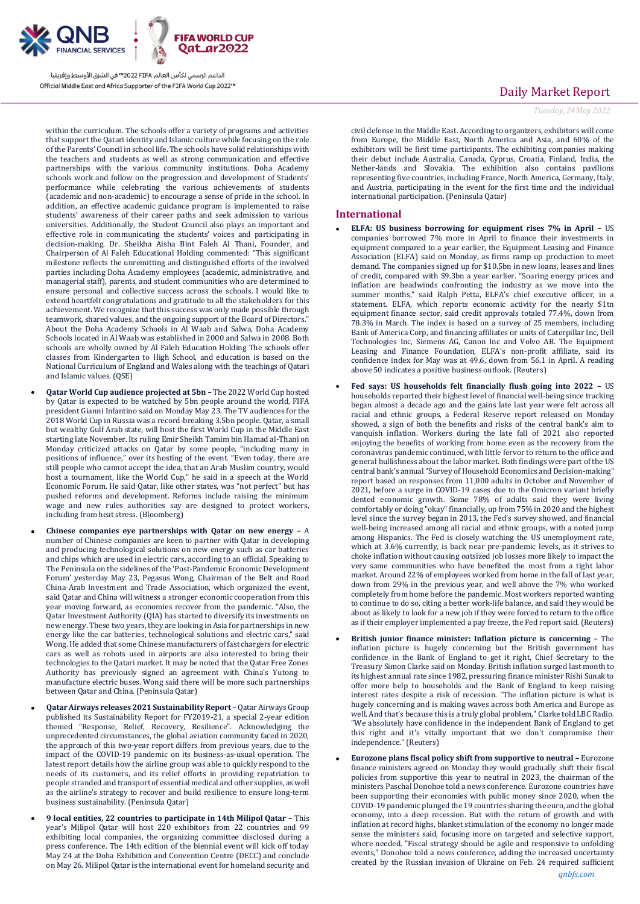within the curriculum. The schools offer a variety of programs and activities that support the Qatari identity and Islamic culture while focusing on the role of the Parents' Council in school life. The schools have solid relationships with the teachers and students as well as strong communication and effective partnerships with the various community institutions. Doha Academy schools work and follow on the progression and development of Students' performance while celebrating the various achievements of students (academic and non-academic) to encourage a sense of pride in the school. In addition, an effective academic guidance program is implemented to raise students' awareness of their career paths and seek admission to various universities. Additionally, the Student Council also plays an important and effective role in communicating the students' voices and participating in decision-making. Dr. Sheikha Aisha Bint Faleh Al Thani, Founder, and Chairperson of Al Faleh Educational Holding commented: "This significant milestone reflects the unremitting and distinguished efforts of the involved parties including Doha Academy employees (academic, administrative, and managerial staff), parents, and student communities who are determined to ensure personal and collective success across the schools. I would like to extend heartfelt congratulations and gratitude to all the stakeholders for this achievement. We recognize that this success was only made possible through teamwork, shared values, and the ongoing support of the Board of Directors." About the Doha Academy Schools in Al Waab and Salwa, Doha Academy Schools located in Al Waab was established in 2000 and Salwa in 2008. Both schools are wholly owned by Al Faleh Education Holding The schools offer classes from Kindergarten to High School, and education is based on the National Curriculum of England and Wales along with the teachings of Qatari and Islamic values. (QSE)

- **Qatar World Cup audience projected at 5bn –** The 2022 World Cup hosted by Qatar is expected to be watched by 5bn people around the world, FIFA president Gianni Infantino said on Monday May 23. The TV audiences for the 2018 World Cup in Russia was a record-breaking 3.5bn people. Qatar, a small but wealthy Gulf Arab state, will host the first World Cup in the Middle East starting late November. Its ruling Emir Sheikh Tamim bin Hamad al-Thani on Monday criticized attacks on Qatar by some people, "including many in positions of influence," over its hosting of the event. "Even today, there are still people who cannot accept the idea, that an Arab Muslim country, would host a tournament, like the World Cup," he said in a speech at the World Economic Forum. He said Qatar, like other states, was "not perfect" but has pushed reforms and development. Reforms include raising the minimum wage and new rules authorities say are designed to protect workers, including from heat stress. (Bloomberg)

- **Chinese companies eye partnerships with Qatar on new energy –** A number of Chinese companies are keen to partner with Qatar in developing and producing technological solutions on new energy such as car batteries and chips which are used in electric cars, according to an official. Speaking to The Peninsula on the sidelines of the 'Post-Pandemic Economic Development Forum' yesterday May 23, Pegasus Wong, Chairman of the Belt and Road China-Arab Investment and Trade Association, which organized the event, said Qatar and China will witness a stronger economic cooperation from this year moving forward, as economies recover from the pandemic. "Also, the Qatar Investment Authority (QIA) has started to diversify its investments on new energy. These two years, they are looking in Asia for partnerships in new energy like the car batteries, technological solutions and electric cars," said Wong. He added that some Chinese manufacturers of fast chargers for electric cars as well as robots used in airports are also interested to bring their technologies to the Qatari market. It may be noted that the Qatar Free Zones Authority has previously signed an agreement with China's Yutong to manufacture electric buses. Wong said there will be more such partnerships between Qatar and China. (Peninsula Qatar)

- **Qatar Airways releases 2021 Sustainability Report –** Qatar Airways Group published its Sustainability Report for FY2019-21, a special 2-year edition themed "Response, Relief, Recovery, Resilience". Acknowledging the unprecedented circumstances, the global aviation community faced in 2020, the approach of this two-year report differs from previous years, due to the impact of the COVID-19 pandemic on its business-as-usual operation. The latest report details how the airline group was able to quickly respond to the needs of its customers, and its relief efforts in providing repatriation to people stranded and transport of essential medical and other supplies, as well as the airline's strategy to recover and build resilience to ensure long-term business sustainability. (Peninsula Qatar)

- **9 local entities, 22 countries to participate in 14th Milipol Qatar –** This year's Milipol Qatar will host 220 exhibitors from 22 countries and 99 exhibiting local companies, the organizing committee disclosed during a press conference. The 14th edition of the biennial event will kick off today May 24 at the Doha Exhibition and Convention Centre (DECC) and conclude on May 26. Milipol Qatar is the international event for homeland security and civil defense in the Middle East. According to organizers, exhibitors will come from Europe, the Middle East, North America and Asia, and 60% of the exhibitors will be first time participants. The exhibiting companies making their debut include Australia, Canada, Cyprus, Croatia, Finland, India, the Nether-lands and Slovakia. The exhibition also contains pavilions representing five countries, including France, North America, Germany, Italy, and Austria, participating in the event for the first time and the individual international participation. (Peninsula Qatar)

## International

- **ELFA: US business borrowing for equipment rises 7% in April –** US companies borrowed 7% more in April to finance their investments in equipment compared to a year earlier, the Equipment Leasing and Finance Association (ELFA) said on Monday, as firms ramp up production to meet demand. The companies signed up for $10.5bn in new loans, leases and lines of credit, compared with $9.3bn a year earlier. "Soaring energy prices and inflation are headwinds confronting the industry as we move into the summer months," said Ralph Petta, ELFA's chief executive officer, in a statement. ELFA, which reports economic activity for the nearly $1tn equipment finance sector, said credit approvals totaled 77.4%, down from 78.3% in March. The index is based on a survey of 25 members, including Bank of America Corp, and financing affiliates or units of Caterpillar Inc, Dell Technologies Inc, Siemens AG, Canon Inc and Volvo AB. The Equipment Leasing and Finance Foundation, ELFA's non-profit affiliate, said its confidence index for May was at 49.6, down from 56.1 in April. A reading above 50 indicates a positive business outlook. (Reuters)

- **Fed says: US households felt financially flush going into 2022 –** US households reported their highest level of financial well-being since tracking began almost a decade ago and the gains late last year were felt across all racial and ethnic groups, a Federal Reserve report released on Monday showed, a sign of both the benefits and risks of the central bank's aim to vanquish inflation. Workers during the late fall of 2021 also reported enjoying the benefits of working from home even as the recovery from the coronavirus pandemic continued, with little fervor to return to the office and general bullishness about the labor market. Both findings were part of the US central bank's annual "Survey of Household Economics and Decision-making" report based on responses from 11,000 adults in October and November of 2021, before a surge in COVID-19 cases due to the Omicron variant briefly dented economic growth. Some 78% of adults said they were living comfortably or doing "okay" financially, up from 75% in 2020 and the highest level since the survey began in 2013, the Fed's survey showed, and financial well-being increased among all racial and ethnic groups, with a noted jump among Hispanics. The Fed is closely watching the US unemployment rate, which at 3.6% currently, is back near pre-pandemic levels, as it strives to choke inflation without causing outsized job losses more likely to impact the very same communities who have benefited the most from a tight labor market. Around 22% of employees worked from home in the fall of last year, down from 29% in the previous year, and well above the 7% who worked completely from home before the pandemic. Most workers reported wanting to continue to do so, citing a better work-life balance, and said they would be about as likely to look for a new job if they were forced to return to the office as if their employer implemented a pay freeze, the Fed report said. (Reuters)

- **British junior finance minister: Inflation picture is concerning –** The inflation picture is hugely concerning but the British government has confidence in the Bank of England to get it right, Chief Secretary to the Treasury Simon Clarke said on Monday. British inflation surged last month to its highest annual rate since 1982, pressuring finance minister Rishi Sunak to offer more help to households and the Bank of England to keep raising interest rates despite a risk of recession. "The inflation picture is what is hugely concerning and is making waves across both America and Europe as well. And that's because this is a truly global problem," Clarke told LBC Radio. "We absolutely have confidence in the independent Bank of England to get this right and it's vitally important that we don't compromise their independence." (Reuters)

- **Eurozone plans fiscal policy shift from supportive to neutral –** Eurozone finance ministers agreed on Monday they would gradually shift their fiscal policies from supportive this year to neutral in 2023, the chairman of the ministers Paschal Donohoe told a news conference. Eurozone countries have been supporting their economies with public money since 2020, when the COVID-19 pandemic plunged the 19 countries sharing the euro, and the global economy, into a deep recession. But with the return of growth and with inflation at record highs, blanket stimulation of the economy no longer made sense the ministers said, focusing more on targeted and selective support, where needed. "Fiscal strategy should be agile and responsive to unfolding events," Donohoe told a news conference, adding the increased uncertainty created by the Russian invasion of Ukraine on Feb. 24 required sufficient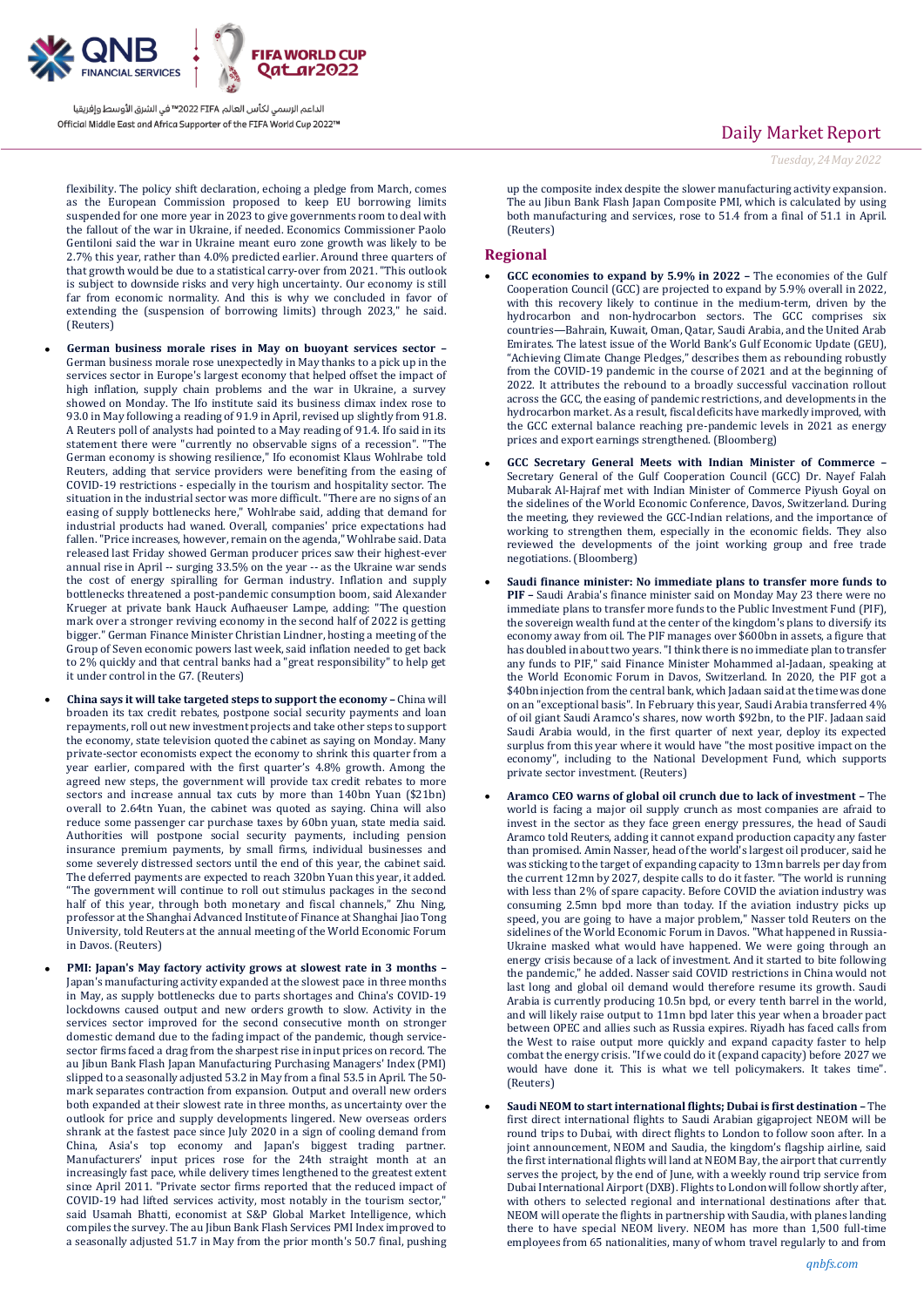flexibility. The policy shift declaration, echoing a pledge from March, comes as the European Commission proposed to keep EU borrowing limits suspended for one more year in 2023 to give governments room to deal with the fallout of the war in Ukraine, if needed. Economics Commissioner Paolo Gentiloni said the war in Ukraine meant euro zone growth was likely to be 2.7% this year, rather than 4.0% predicted earlier. Around three quarters of that growth would be due to a statistical carry-over from 2021. "This outlook is subject to downside risks and very high uncertainty. Our economy is still far from economic normality. And this is why we concluded in favor of extending the (suspension of borrowing limits) through 2023," he said. (Reuters)

- **German business morale rises in May on buoyant services sector –** German business morale rose unexpectedly in May thanks to a pick up in the services sector in Europe's largest economy that helped offset the impact of high inflation, supply chain problems and the war in Ukraine, a survey showed on Monday. The Ifo institute said its business climax index rose to 93.0 in May following a reading of 91.9 in April, revised up slightly from 91.8. A Reuters poll of analysts had pointed to a May reading of 91.4. Ifo said in its statement there were "currently no observable signs of a recession". "The German economy is showing resilience," Ifo economist Klaus Wohlrabe told Reuters, adding that service providers were benefiting from the easing of COVID-19 restrictions - especially in the tourism and hospitality sector. The situation in the industrial sector was more difficult. "There are no signs of an easing of supply bottlenecks here," Wohlrabe said, adding that demand for industrial products had waned. Overall, companies' price expectations had fallen. "Price increases, however, remain on the agenda," Wohlrabe said. Data released last Friday showed German producer prices saw their highest-ever annual rise in April -- surging 33.5% on the year -- as the Ukraine war sends the cost of energy spiralling for German industry. Inflation and supply bottlenecks threatened a post-pandemic consumption boom, said Alexander Krueger at private bank Hauck Aufhaeuser Lampe, adding: "The question mark over a stronger reviving economy in the second half of 2022 is getting bigger." German Finance Minister Christian Lindner, hosting a meeting of the Group of Seven economic powers last week, said inflation needed to get back to 2% quickly and that central banks had a "great responsibility" to help get it under control in the G7. (Reuters)

- **China says it will take targeted steps to support the economy –** China will broaden its tax credit rebates, postpone social security payments and loan repayments, roll out new investment projects and take other steps to support the economy, state television quoted the cabinet as saying on Monday. Many private-sector economists expect the economy to shrink this quarter from a year earlier, compared with the first quarter's 4.8% growth. Among the agreed new steps, the government will provide tax credit rebates to more sectors and increase annual tax cuts by more than 140bn Yuan ($21bn) overall to 2.64tn Yuan, the cabinet was quoted as saying. China will also reduce some passenger car purchase taxes by 60bn yuan, state media said. Authorities will postpone social security payments, including pension insurance premium payments, by small firms, individual businesses and some severely distressed sectors until the end of this year, the cabinet said. The deferred payments are expected to reach 320bn Yuan this year, it added. "The government will continue to roll out stimulus packages in the second half of this year, through both monetary and fiscal channels," Zhu Ning, professor at the Shanghai Advanced Institute of Finance at Shanghai Jiao Tong University, told Reuters at the annual meeting of the World Economic Forum in Davos. (Reuters)

- **PMI: Japan's May factory activity grows at slowest rate in 3 months –** Japan's manufacturing activity expanded at the slowest pace in three months in May, as supply bottlenecks due to parts shortages and China's COVID-19 lockdowns caused output and new orders growth to slow. Activity in the services sector improved for the second consecutive month on stronger domestic demand due to the fading impact of the pandemic, though service-sector firms faced a drag from the sharpest rise in input prices on record. The au Jibun Bank Flash Japan Manufacturing Purchasing Managers' Index (PMI) slipped to a seasonally adjusted 53.2 in May from a final 53.5 in April. The 50-mark separates contraction from expansion. Output and overall new orders both expanded at their slowest rate in three months, as uncertainty over the outlook for price and supply developments lingered. New overseas orders shrank at the fastest pace since July 2020 in a sign of cooling demand from China, Asia's top economy and Japan's biggest trading partner. Manufacturers' input prices rose for the 24th straight month at an increasingly fast pace, while delivery times lengthened to the greatest extent since April 2011. "Private sector firms reported that the reduced impact of COVID-19 had lifted services activity, most notably in the tourism sector," said Usamah Bhatti, economist at S&P Global Market Intelligence, which compiles the survey. The au Jibun Bank Flash Services PMI Index improved to a seasonally adjusted 51.7 in May from the prior month's 50.7 final, pushing up the composite index despite the slower manufacturing activity expansion. The au Jibun Bank Flash Japan Composite PMI, which is calculated by using both manufacturing and services, rose to 51.4 from a final of 51.1 in April. (Reuters)

## Regional

- **GCC economies to expand by 5.9% in 2022 –** The economies of the Gulf Cooperation Council (GCC) are projected to expand by 5.9% overall in 2022, with this recovery likely to continue in the medium-term, driven by the hydrocarbon and non-hydrocarbon sectors. The GCC comprises six countries—Bahrain, Kuwait, Oman, Qatar, Saudi Arabia, and the United Arab Emirates. The latest issue of the World Bank's Gulf Economic Update (GEU), "Achieving Climate Change Pledges," describes them as rebounding robustly from the COVID-19 pandemic in the course of 2021 and at the beginning of 2022. It attributes the rebound to a broadly successful vaccination rollout across the GCC, the easing of pandemic restrictions, and developments in the hydrocarbon market. As a result, fiscal deficits have markedly improved, with the GCC external balance reaching pre-pandemic levels in 2021 as energy prices and export earnings strengthened. (Bloomberg)

- **GCC Secretary General Meets with Indian Minister of Commerce –** Secretary General of the Gulf Cooperation Council (GCC) Dr. Nayef Falah Mubarak Al-Hajraf met with Indian Minister of Commerce Piyush Goyal on the sidelines of the World Economic Conference, Davos, Switzerland. During the meeting, they reviewed the GCC-Indian relations, and the importance of working to strengthen them, especially in the economic fields. They also reviewed the developments of the joint working group and free trade negotiations. (Bloomberg)

- **Saudi finance minister: No immediate plans to transfer more funds to PIF –** Saudi Arabia's finance minister said on Monday May 23 there were no immediate plans to transfer more funds to the Public Investment Fund (PIF), the sovereign wealth fund at the center of the kingdom's plans to diversify its economy away from oil. The PIF manages over $600bn in assets, a figure that has doubled in about two years. "I think there is no immediate plan to transfer any funds to PIF," said Finance Minister Mohammed al-Jadaan, speaking at the World Economic Forum in Davos, Switzerland. In 2020, the PIF got a $40bn injection from the central bank, which Jadaan said at the time was done on an "exceptional basis". In February this year, Saudi Arabia transferred 4% of oil giant Saudi Aramco's shares, now worth $92bn, to the PIF. Jadaan said Saudi Arabia would, in the first quarter of next year, deploy its expected surplus from this year where it would have "the most positive impact on the economy", including to the National Development Fund, which supports private sector investment. (Reuters)

- **Aramco CEO warns of global oil crunch due to lack of investment –** The world is facing a major oil supply crunch as most companies are afraid to invest in the sector as they face green energy pressures, the head of Saudi Aramco told Reuters, adding it cannot expand production capacity any faster than promised. Amin Nasser, head of the world's largest oil producer, said he was sticking to the target of expanding capacity to 13mn barrels per day from the current 12mn by 2027, despite calls to do it faster. "The world is running with less than 2% of spare capacity. Before COVID the aviation industry was consuming 2.5mn bpd more than today. If the aviation industry picks up speed, you are going to have a major problem," Nasser told Reuters on the sidelines of the World Economic Forum in Davos. "What happened in Russia-Ukraine masked what would have happened. We were going through an energy crisis because of a lack of investment. And it started to bite following the pandemic," he added. Nasser said COVID restrictions in China would not last long and global oil demand would therefore resume its growth. Saudi Arabia is currently producing 10.5n bpd, or every tenth barrel in the world, and will likely raise output to 11mn bpd later this year when a broader pact between OPEC and allies such as Russia expires. Riyadh has faced calls from the West to raise output more quickly and expand capacity faster to help combat the energy crisis. "If we could do it (expand capacity) before 2027 we would have done it. This is what we tell policymakers. It takes time". (Reuters)

- **Saudi NEOM to start international flights; Dubai is first destination –** The first direct international flights to Saudi Arabian gigaproject NEOM will be round trips to Dubai, with direct flights to London to follow soon after. In a joint announcement, NEOM and Saudia, the kingdom's flagship airline, said the first international flights will land at NEOM Bay, the airport that currently serves the project, by the end of June, with a weekly round trip service from Dubai International Airport (DXB). Flights to London will follow shortly after, with others to selected regional and international destinations after that. NEOM will operate the flights in partnership with Saudia, with planes landing there to have special NEOM livery. NEOM has more than 1,500 full-time employees from 65 nationalities, many of whom travel regularly to and from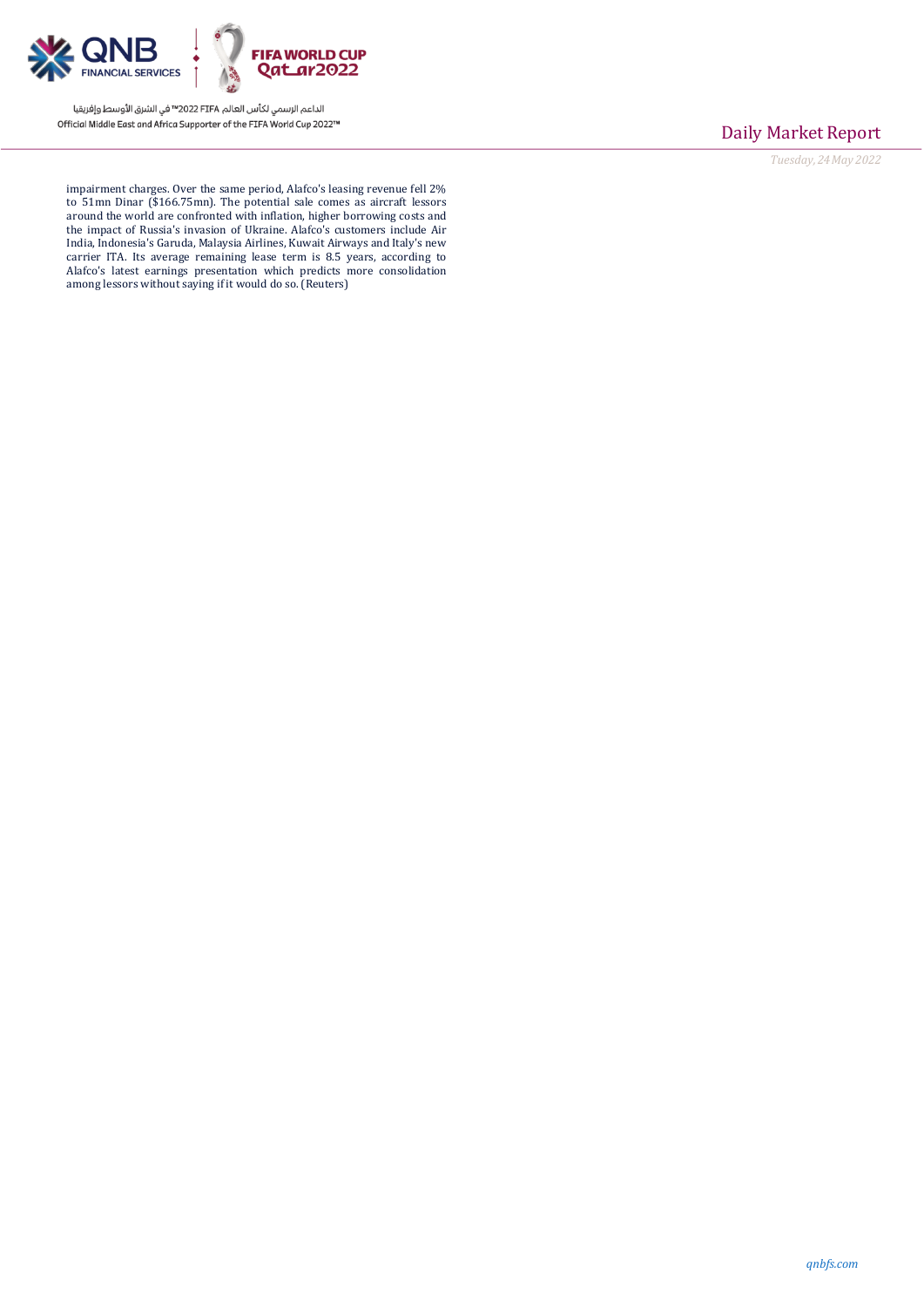impairment charges. Over the same period, Alafco's leasing revenue fell 2% to 51mn Dinar ($166.75mn). The potential sale comes as aircraft lessors around the world are confronted with inflation, higher borrowing costs and the impact of Russia's invasion of Ukraine. Alafco's customers include Air India, Indonesia's Garuda, Malaysia Airlines, Kuwait Airways and Italy's new carrier ITA. Its average remaining lease term is 8.5 years, according to Alafco's latest earnings presentation which predicts more consolidation among lessors without saying if it would do so. (Reuters)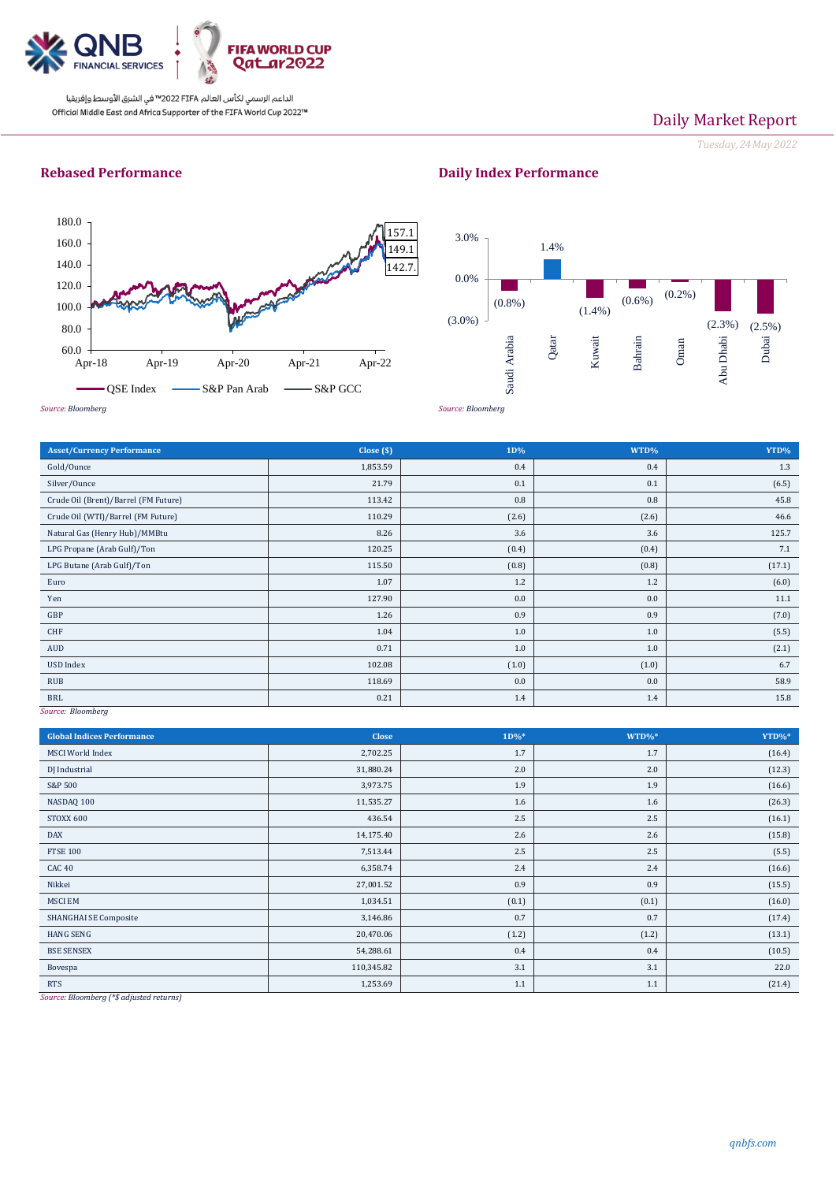# Daily Market Report

*Tuesday, 24 May 2022*

## Rebased Performance

| | |
|---|---|
| QSE Index | 142.7 |
| S&P Pan Arab | 149.1 |
| S&P GCC | 157.1 |

*Source: Bloomberg*

## Daily Index Performance

| Market | Change |
|---|---|
| Saudi Arabia | (0.8%) |
| Qatar | 1.4% |
| Kuwait | (1.4%) |
| Bahrain | (0.6%) |
| Oman | (0.2%) |
| Abu Dhabi | (2.3%) |
| Dubai | (2.5%) |

*Source: Bloomberg*

| Asset/Currency Performance | Close ($) | 1D% | WTD% | YTD% |
|---|---|---|---|---|
| Gold/Ounce | 1,853.59 | 0.4 | 0.4 | 1.3 |
| Silver/Ounce | 21.79 | 0.1 | 0.1 | (6.5) |
| Crude Oil (Brent)/Barrel (FM Future) | 113.42 | 0.8 | 0.8 | 45.8 |
| Crude Oil (WTI)/Barrel (FM Future) | 110.29 | (2.6) | (2.6) | 46.6 |
| Natural Gas (Henry Hub)/MMBtu | 8.26 | 3.6 | 3.6 | 125.7 |
| LPG Propane (Arab Gulf)/Ton | 120.25 | (0.4) | (0.4) | 7.1 |
| LPG Butane (Arab Gulf)/Ton | 115.50 | (0.8) | (0.8) | (17.1) |
| Euro | 1.07 | 1.2 | 1.2 | (6.0) |
| Yen | 127.90 | 0.0 | 0.0 | 11.1 |
| GBP | 1.26 | 0.9 | 0.9 | (7.0) |
| CHF | 1.04 | 1.0 | 1.0 | (5.5) |
| AUD | 0.71 | 1.0 | 1.0 | (2.1) |
| USD Index | 102.08 | (1.0) | (1.0) | 6.7 |
| RUB | 118.69 | 0.0 | 0.0 | 58.9 |
| BRL | 0.21 | 1.4 | 1.4 | 15.8 |

*Source: Bloomberg*

| Global Indices Performance | Close | 1D%* | WTD%* | YTD%* |
|---|---|---|---|---|
| MSCI World Index | 2,702.25 | 1.7 | 1.7 | (16.4) |
| DJ Industrial | 31,880.24 | 2.0 | 2.0 | (12.3) |
| S&P 500 | 3,973.75 | 1.9 | 1.9 | (16.6) |
| NASDAQ 100 | 11,535.27 | 1.6 | 1.6 | (26.3) |
| STOXX 600 | 436.54 | 2.5 | 2.5 | (16.1) |
| DAX | 14,175.40 | 2.6 | 2.6 | (15.8) |
| FTSE 100 | 7,513.44 | 2.5 | 2.5 | (5.5) |
| CAC 40 | 6,358.74 | 2.4 | 2.4 | (16.6) |
| Nikkei | 27,001.52 | 0.9 | 0.9 | (15.5) |
| MSCI EM | 1,034.51 | (0.1) | (0.1) | (16.0) |
| SHANGHAI SE Composite | 3,146.86 | 0.7 | 0.7 | (17.4) |
| HANG SENG | 20,470.06 | (1.2) | (1.2) | (13.1) |
| BSE SENSEX | 54,288.61 | 0.4 | 0.4 | (10.5) |
| Bovespa | 110,345.82 | 3.1 | 3.1 | 22.0 |
| RTS | 1,253.69 | 1.1 | 1.1 | (21.4) |

*Source: Bloomberg (*$ adjusted returns)*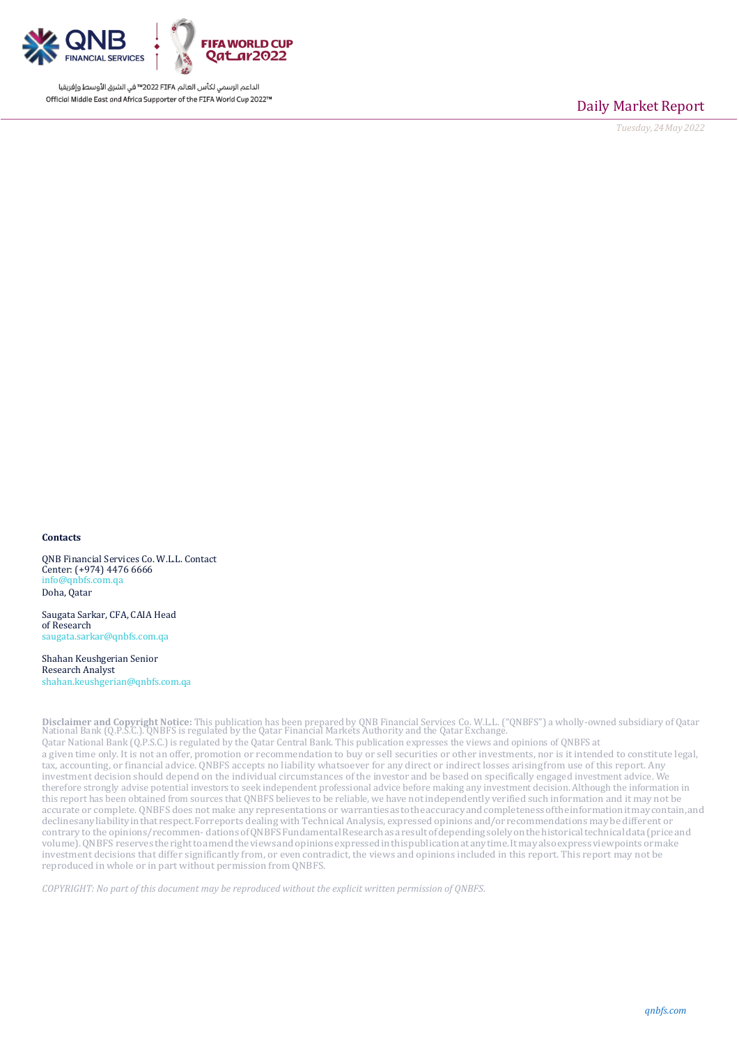الداعم الرسمي لكأس العالم FIFA 2022™ في الشرق الأوسط وإفريقيا
Official Middle East and Africa Supporter of the FIFA World Cup 2022™

Daily Market Report

*Tuesday, 24 May 2022*

**Contacts**

QNB Financial Services Co. W.L.L. Contact Center: (+974) 4476 6666
info@qnbfs.com.qa
Doha, Qatar

Saugata Sarkar, CFA, CAIA Head of Research
saugata.sarkar@qnbfs.com.qa

Shahan Keushgerian Senior Research Analyst
shahan.keushgerian@qnbfs.com.qa

**Disclaimer and Copyright Notice:** This publication has been prepared by QNB Financial Services Co. W.L.L. ("QNBFS") a wholly-owned subsidiary of Qatar National Bank (Q.P.S.C.). QNBFS is regulated by the Qatar Financial Markets Authority and the Qatar Exchange.
Qatar National Bank (Q.P.S.C.) is regulated by the Qatar Central Bank. This publication expresses the views and opinions of QNBFS at a given time only. It is not an offer, promotion or recommendation to buy or sell securities or other investments, nor is it intended to constitute legal, tax, accounting, or financial advice. QNBFS accepts no liability whatsoever for any direct or indirect losses arising from use of this report. Any investment decision should depend on the individual circumstances of the investor and be based on specifically engaged investment advice. We therefore strongly advise potential investors to seek independent professional advice before making any investment decision. Although the information in this report has been obtained from sources that QNBFS believes to be reliable, we have not independently verified such information and it may not be accurate or complete. QNBFS does not make any representations or warranties as to the accuracy and completeness of the information it may contain, and declines any liability in that respect. For reports dealing with Technical Analysis, expressed opinions and/or recommendations may be different or contrary to the opinions/recommen- dations of QNBFS Fundamental Research as a result of depending solely on the historical technical data (price and volume). QNBFS reserves the right to amend the views and opinions expressed in this publication at any time. It may also express viewpoints or make investment decisions that differ significantly from, or even contradict, the views and opinions included in this report. This report may not be reproduced in whole or in part without permission from QNBFS.

*COPYRIGHT: No part of this document may be reproduced without the explicit written permission of QNBFS.*